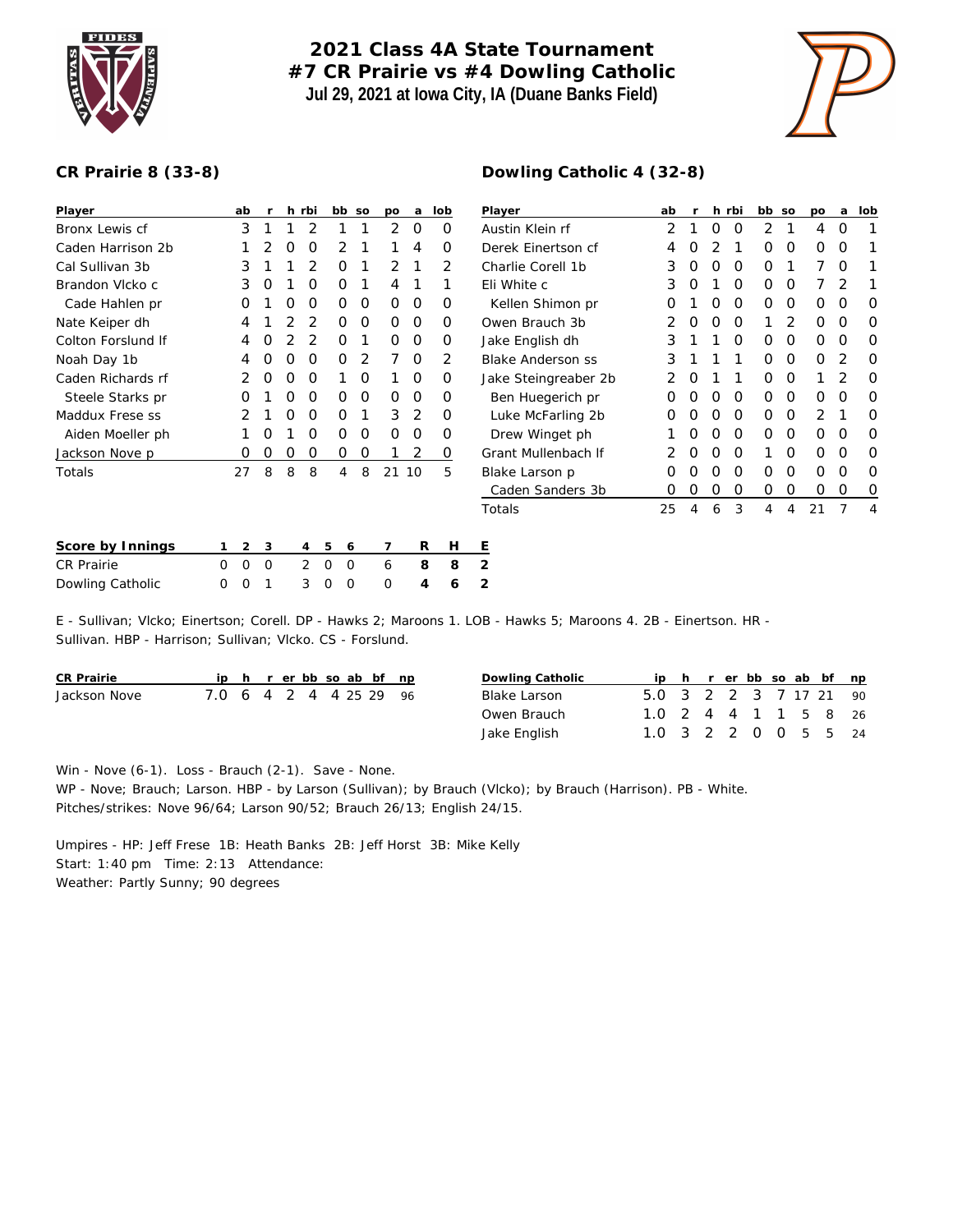# 2021 Class 4A State Tournament
## #7 CR Prairie vs #4 Dowling Catholic
**Jul 29, 2021 at Iowa City, IA (Duane Banks Field)**

### CR Prairie 8 (33-8)

| Player | ab | r | h | rbi | bb | so | po | a | lob |
|---|---|---|---|---|---|---|---|---|---|
| Bronx Lewis cf | 3 | 1 | 1 | 2 | 1 | 1 | 2 | 0 | 0 |
| Caden Harrison 2b | 1 | 2 | 0 | 0 | 2 | 1 | 1 | 4 | 0 |
| Cal Sullivan 3b | 3 | 1 | 1 | 2 | 0 | 1 | 2 | 1 | 2 |
| Brandon Vlcko c | 3 | 0 | 1 | 0 | 0 | 1 | 4 | 1 | 1 |
| Cade Hahlen pr | 0 | 1 | 0 | 0 | 0 | 0 | 0 | 0 | 0 |
| Nate Keiper dh | 4 | 1 | 2 | 2 | 0 | 0 | 0 | 0 | 0 |
| Colton Forslund lf | 4 | 0 | 2 | 2 | 0 | 1 | 0 | 0 | 0 |
| Noah Day 1b | 4 | 0 | 0 | 0 | 0 | 2 | 7 | 0 | 2 |
| Caden Richards rf | 2 | 0 | 0 | 0 | 1 | 0 | 1 | 0 | 0 |
| Steele Starks pr | 0 | 1 | 0 | 0 | 0 | 0 | 0 | 0 | 0 |
| Maddux Frese ss | 2 | 1 | 0 | 0 | 0 | 1 | 3 | 2 | 0 |
| Aiden Moeller ph | 1 | 0 | 1 | 0 | 0 | 0 | 0 | 0 | 0 |
| Jackson Nove p | 0 | 0 | 0 | 0 | 0 | 0 | 1 | 2 | 0 |
| Totals | 27 | 8 | 8 | 8 | 4 | 8 | 21 | 10 | 5 |

### Dowling Catholic 4 (32-8)

| Player | ab | r | h | rbi | bb | so | po | a | lob |
|---|---|---|---|---|---|---|---|---|---|
| Austin Klein rf | 2 | 1 | 0 | 0 | 2 | 1 | 4 | 0 | 1 |
| Derek Einertson cf | 4 | 0 | 2 | 1 | 0 | 0 | 0 | 0 | 1 |
| Charlie Corell 1b | 3 | 0 | 0 | 0 | 0 | 1 | 7 | 0 | 1 |
| Eli White c | 3 | 0 | 1 | 0 | 0 | 0 | 7 | 2 | 1 |
| Kellen Shimon pr | 0 | 1 | 0 | 0 | 0 | 0 | 0 | 0 | 0 |
| Owen Brauch 3b | 2 | 0 | 0 | 0 | 1 | 2 | 0 | 0 | 0 |
| Jake English dh | 3 | 1 | 1 | 0 | 0 | 0 | 0 | 0 | 0 |
| Blake Anderson ss | 3 | 1 | 1 | 1 | 0 | 0 | 0 | 2 | 0 |
| Jake Steingreaber 2b | 2 | 0 | 1 | 1 | 0 | 0 | 1 | 2 | 0 |
| Ben Huegerich pr | 0 | 0 | 0 | 0 | 0 | 0 | 0 | 0 | 0 |
| Luke McFarling 2b | 0 | 0 | 0 | 0 | 0 | 0 | 2 | 1 | 0 |
| Drew Winget ph | 1 | 0 | 0 | 0 | 0 | 0 | 0 | 0 | 0 |
| Grant Mullenbach lf | 2 | 0 | 0 | 0 | 1 | 0 | 0 | 0 | 0 |
| Blake Larson p | 0 | 0 | 0 | 0 | 0 | 0 | 0 | 0 | 0 |
| Caden Sanders 3b | 0 | 0 | 0 | 0 | 0 | 0 | 0 | 0 | 0 |
| Totals | 25 | 4 | 6 | 3 | 4 | 4 | 21 | 7 | 4 |

| Score by Innings | 1 | 2 | 3 | 4 | 5 | 6 | 7 | R | H | E |
|---|---|---|---|---|---|---|---|---|---|---|
| CR Prairie | 0 | 0 | 0 | 2 | 0 | 0 | 6 | 8 | 8 | 2 |
| Dowling Catholic | 0 | 0 | 1 | 3 | 0 | 0 | 0 | 4 | 6 | 2 |

E - Sullivan; Vlcko; Einertson; Corell. DP - Hawks 2; Maroons 1. LOB - Hawks 5; Maroons 4. 2B - Einertson. HR - Sullivan. HBP - Harrison; Sullivan; Vlcko. CS - Forslund.

| CR Prairie | ip | h | r | er | bb | so | ab | bf | np |
|---|---|---|---|---|---|---|---|---|---|
| Jackson Nove | 7.0 | 6 | 4 | 2 | 4 | 4 | 25 | 29 | 96 |

| Dowling Catholic | ip | h | r | er | bb | so | ab | bf | np |
|---|---|---|---|---|---|---|---|---|---|
| Blake Larson | 5.0 | 3 | 2 | 2 | 3 | 7 | 17 | 21 | 90 |
| Owen Brauch | 1.0 | 2 | 4 | 4 | 1 | 1 | 5 | 8 | 26 |
| Jake English | 1.0 | 3 | 2 | 2 | 0 | 0 | 5 | 5 | 24 |

Win - Nove (6-1). Loss - Brauch (2-1). Save - None.
WP - Nove; Brauch; Larson. HBP - by Larson (Sullivan); by Brauch (Vlcko); by Brauch (Harrison). PB - White.
Pitches/strikes: Nove 96/64; Larson 90/52; Brauch 26/13; English 24/15.

Umpires - HP: Jeff Frese 1B: Heath Banks 2B: Jeff Horst 3B: Mike Kelly
Start: 1:40 pm Time: 2:13 Attendance:
Weather: Partly Sunny; 90 degrees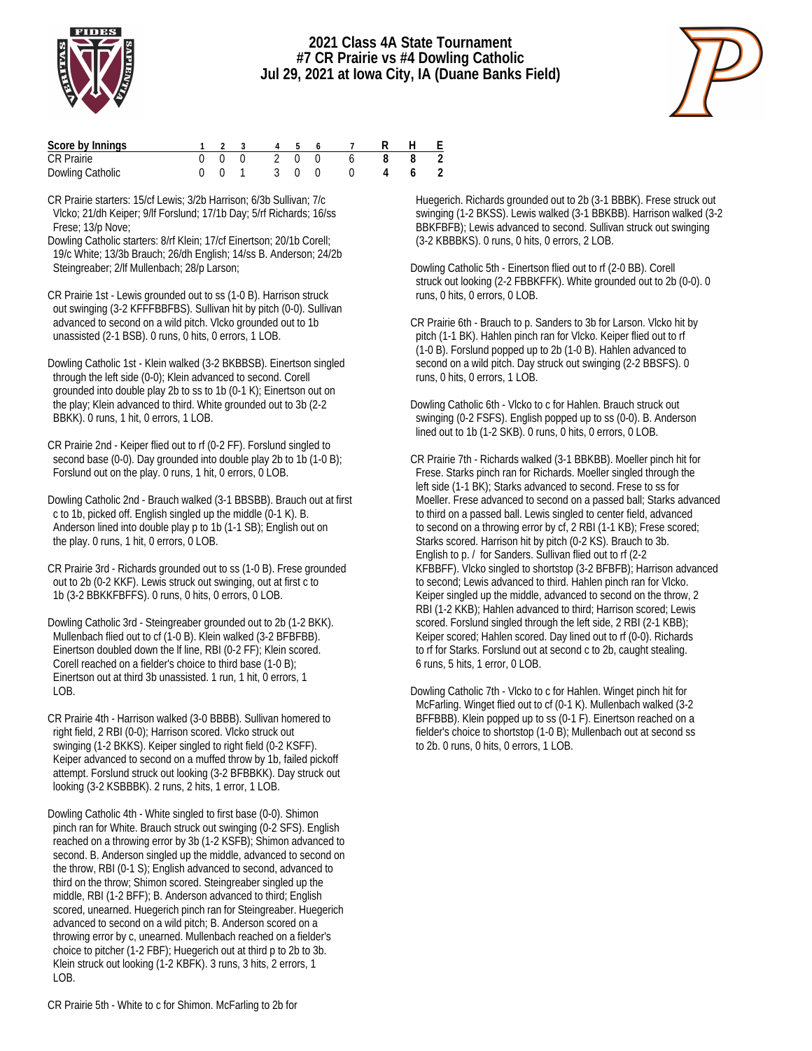# 2021 Class 4A State Tournament
## #7 CR Prairie vs #4 Dowling Catholic
### Jul 29, 2021 at Iowa City, IA (Duane Banks Field)

| Score by Innings | 1 | 2 | 3 | 4 | 5 | 6 | 7 | R | H | E |
|---|---|---|---|---|---|---|---|---|---|---|
| CR Prairie | 0 | 0 | 0 | 2 | 0 | 0 | 6 | 8 | 8 | 2 |
| Dowling Catholic | 0 | 0 | 1 | 3 | 0 | 0 | 0 | 4 | 6 | 2 |

CR Prairie starters: 15/cf Lewis; 3/2b Harrison; 6/3b Sullivan; 7/c Vlcko; 21/dh Keiper; 9/lf Forslund; 17/1b Day; 5/rf Richards; 16/ss Frese; 13/p Nove;

Dowling Catholic starters: 8/rf Klein; 17/cf Einertson; 20/1b Corell; 19/c White; 13/3b Brauch; 26/dh English; 14/ss B. Anderson; 24/2b Steingreaber; 2/lf Mullenbach; 28/p Larson;

CR Prairie 1st - Lewis grounded out to ss (1-0 B). Harrison struck out swinging (3-2 KFFFBBFBS). Sullivan hit by pitch (0-0). Sullivan advanced to second on a wild pitch. Vlcko grounded out to 1b unassisted (2-1 BSB). 0 runs, 0 hits, 0 errors, 1 LOB.

Dowling Catholic 1st - Klein walked (3-2 BKBBSB). Einertson singled through the left side (0-0); Klein advanced to second. Corell grounded into double play 2b to ss to 1b (0-1 K); Einertson out on the play; Klein advanced to third. White grounded out to 3b (2-2 BBKK). 0 runs, 1 hit, 0 errors, 1 LOB.

CR Prairie 2nd - Keiper flied out to rf (0-2 FF). Forslund singled to second base (0-0). Day grounded into double play 2b to 1b (1-0 B); Forslund out on the play. 0 runs, 1 hit, 0 errors, 0 LOB.

Dowling Catholic 2nd - Brauch walked (3-1 BBSBB). Brauch out at first c to 1b, picked off. English singled up the middle (0-1 K). B. Anderson lined into double play p to 1b (1-1 SB); English out on the play. 0 runs, 1 hit, 0 errors, 0 LOB.

CR Prairie 3rd - Richards grounded out to ss (1-0 B). Frese grounded out to 2b (0-2 KKF). Lewis struck out swinging, out at first c to 1b (3-2 BBKKFBFFS). 0 runs, 0 hits, 0 errors, 0 LOB.

Dowling Catholic 3rd - Steingreaber grounded out to 2b (1-2 BKK). Mullenbach flied out to cf (1-0 B). Klein walked (3-2 BFBFBB). Einertson doubled down the lf line, RBI (0-2 FF); Klein scored. Corell reached on a fielder's choice to third base (1-0 B); Einertson out at third 3b unassisted. 1 run, 1 hit, 0 errors, 1 LOB.

CR Prairie 4th - Harrison walked (3-0 BBBB). Sullivan homered to right field, 2 RBI (0-0); Harrison scored. Vlcko struck out swinging (1-2 BKKS). Keiper singled to right field (0-2 KSFF). Keiper advanced to second on a muffed throw by 1b, failed pickoff attempt. Forslund struck out looking (3-2 BFBBKK). Day struck out looking (3-2 KSBBBK). 2 runs, 2 hits, 1 error, 1 LOB.

Dowling Catholic 4th - White singled to first base (0-0). Shimon pinch ran for White. Brauch struck out swinging (0-2 SFS). English reached on a throwing error by 3b (1-2 KSFB); Shimon advanced to second. B. Anderson singled up the middle, advanced to second on the throw, RBI (0-1 S); English advanced to second, advanced to third on the throw; Shimon scored. Steingreaber singled up the middle, RBI (1-2 BFF); B. Anderson advanced to third; English scored, unearned. Huegerich pinch ran for Steingreaber. Huegerich advanced to second on a wild pitch; B. Anderson scored on a throwing error by c, unearned. Mullenbach reached on a fielder's choice to pitcher (1-2 FBF); Huegerich out at third p to 2b to 3b. Klein struck out looking (1-2 KBFK). 3 runs, 3 hits, 2 errors, 1 LOB.

CR Prairie 5th - White to c for Shimon. McFarling to 2b for Huegerich. Richards grounded out to 2b (3-1 BBBK). Frese struck out swinging (1-2 BKSS). Lewis walked (3-1 BBKBB). Harrison walked (3-2 BBKFBFB); Lewis advanced to second. Sullivan struck out swinging (3-2 KBBBKS). 0 runs, 0 hits, 0 errors, 2 LOB.

Dowling Catholic 5th - Einertson flied out to rf (2-0 BB). Corell struck out looking (2-2 FBBKFFK). White grounded out to 2b (0-0). 0 runs, 0 hits, 0 errors, 0 LOB.

CR Prairie 6th - Brauch to p. Sanders to 3b for Larson. Vlcko hit by pitch (1-1 BK). Hahlen pinch ran for Vlcko. Keiper flied out to rf (1-0 B). Forslund popped up to 2b (1-0 B). Hahlen advanced to second on a wild pitch. Day struck out swinging (2-2 BBSFS). 0 runs, 0 hits, 0 errors, 1 LOB.

Dowling Catholic 6th - Vlcko to c for Hahlen. Brauch struck out swinging (0-2 FSFS). English popped up to ss (0-0). B. Anderson lined out to 1b (1-2 SKB). 0 runs, 0 hits, 0 errors, 0 LOB.

CR Prairie 7th - Richards walked (3-1 BBKBB). Moeller pinch hit for Frese. Starks pinch ran for Richards. Moeller singled through the left side (1-1 BK); Starks advanced to second. Frese to ss for Moeller. Frese advanced to second on a passed ball; Starks advanced to third on a passed ball. Lewis singled to center field, advanced to second on a throwing error by cf, 2 RBI (1-1 KB); Frese scored; Starks scored. Harrison hit by pitch (0-2 KS). Brauch to 3b. English to p. / for Sanders. Sullivan flied out to rf (2-2 KFBBFF). Vlcko singled to shortstop (3-2 BFBFB); Harrison advanced to second; Lewis advanced to third. Hahlen pinch ran for Vlcko. Keiper singled up the middle, advanced to second on the throw, 2 RBI (1-2 KKB); Hahlen advanced to third; Harrison scored; Lewis scored. Forslund singled through the left side, 2 RBI (2-1 KBB); Keiper scored; Hahlen scored. Day lined out to rf (0-0). Richards to rf for Starks. Forslund out at second c to 2b, caught stealing. 6 runs, 5 hits, 1 error, 0 LOB.

Dowling Catholic 7th - Vlcko to c for Hahlen. Winget pinch hit for McFarling. Winget flied out to cf (0-1 K). Mullenbach walked (3-2 BFFBBB). Klein popped up to ss (0-1 F). Einertson reached on a fielder's choice to shortstop (1-0 B); Mullenbach out at second ss to 2b. 0 runs, 0 hits, 0 errors, 1 LOB.